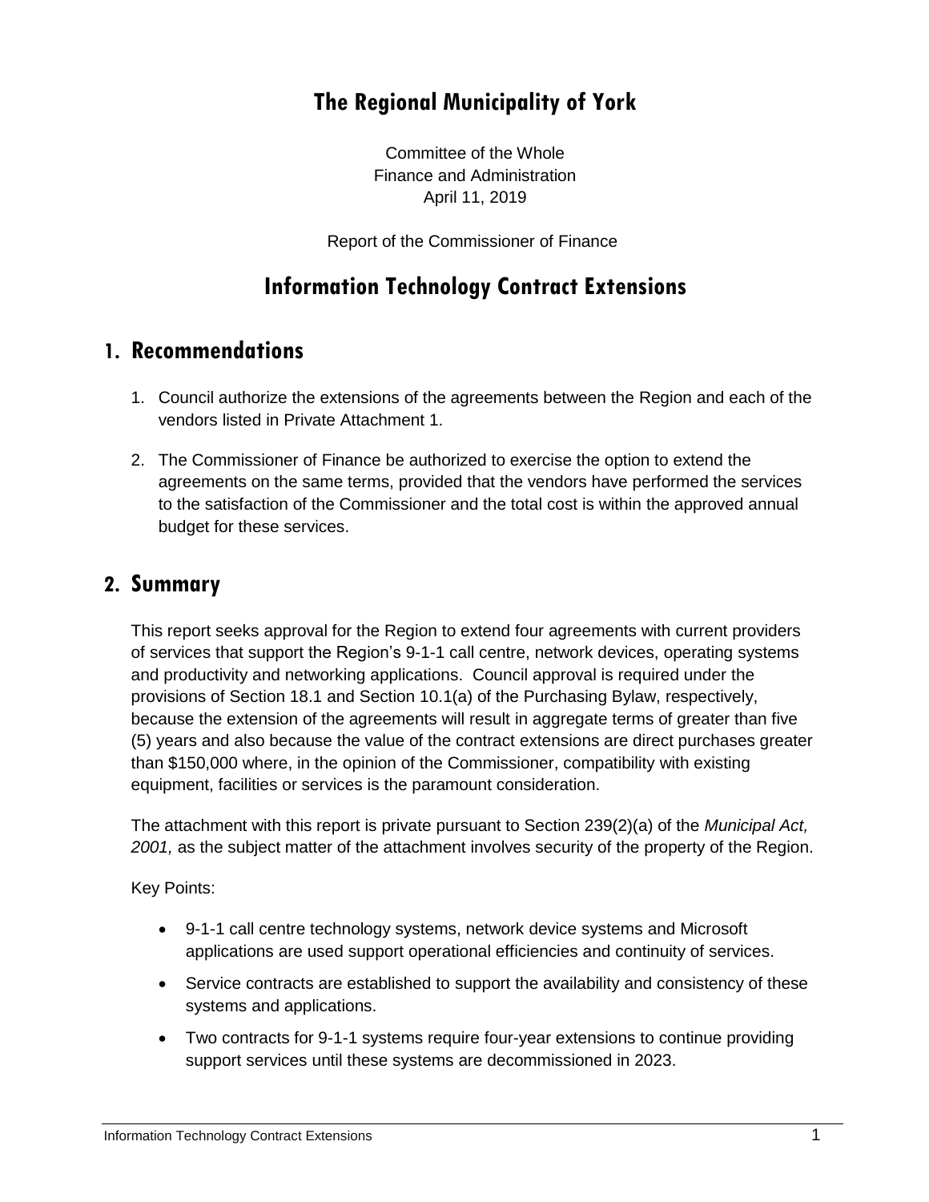# The Regional Municipality of York

Committee of the Whole
Finance and Administration
April 11, 2019

Report of the Commissioner of Finance

# Information Technology Contract Extensions

## 1. Recommendations

1. Council authorize the extensions of the agreements between the Region and each of the vendors listed in Private Attachment 1.
2. The Commissioner of Finance be authorized to exercise the option to extend the agreements on the same terms, provided that the vendors have performed the services to the satisfaction of the Commissioner and the total cost is within the approved annual budget for these services.

## 2. Summary

This report seeks approval for the Region to extend four agreements with current providers of services that support the Region's 9-1-1 call centre, network devices, operating systems and productivity and networking applications. Council approval is required under the provisions of Section 18.1 and Section 10.1(a) of the Purchasing Bylaw, respectively, because the extension of the agreements will result in aggregate terms of greater than five (5) years and also because the value of the contract extensions are direct purchases greater than $150,000 where, in the opinion of the Commissioner, compatibility with existing equipment, facilities or services is the paramount consideration.

The attachment with this report is private pursuant to Section 239(2)(a) of the *Municipal Act, 2001,* as the subject matter of the attachment involves security of the property of the Region.

Key Points:

- 9-1-1 call centre technology systems, network device systems and Microsoft applications are used support operational efficiencies and continuity of services.
- Service contracts are established to support the availability and consistency of these systems and applications.
- Two contracts for 9-1-1 systems require four-year extensions to continue providing support services until these systems are decommissioned in 2023.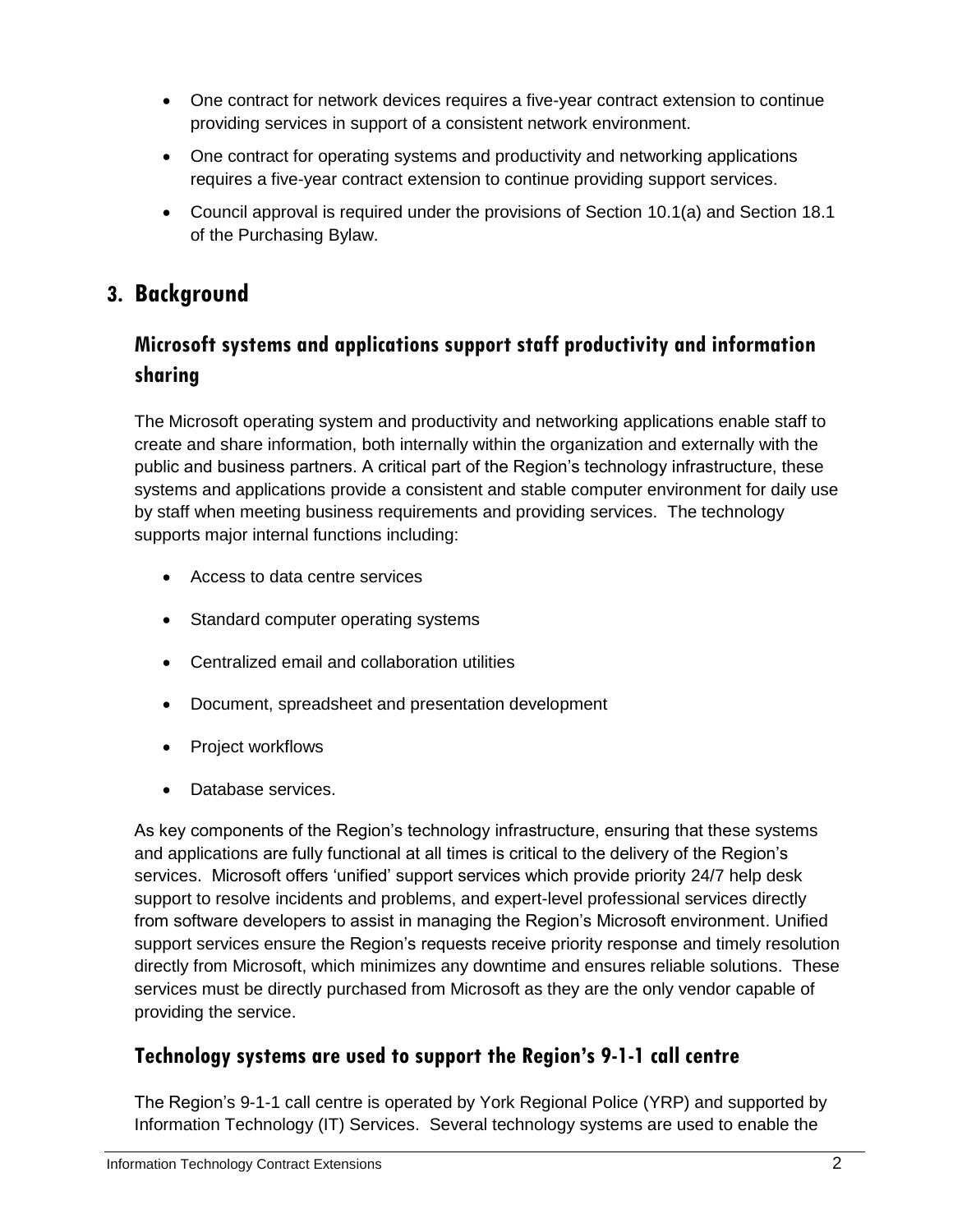- One contract for network devices requires a five-year contract extension to continue providing services in support of a consistent network environment.
- One contract for operating systems and productivity and networking applications requires a five-year contract extension to continue providing support services.
- Council approval is required under the provisions of Section 10.1(a) and Section 18.1 of the Purchasing Bylaw.

# 3. Background

## Microsoft systems and applications support staff productivity and information sharing

The Microsoft operating system and productivity and networking applications enable staff to create and share information, both internally within the organization and externally with the public and business partners. A critical part of the Region's technology infrastructure, these systems and applications provide a consistent and stable computer environment for daily use by staff when meeting business requirements and providing services. The technology supports major internal functions including:

- Access to data centre services
- Standard computer operating systems
- Centralized email and collaboration utilities
- Document, spreadsheet and presentation development
- Project workflows
- Database services.

As key components of the Region's technology infrastructure, ensuring that these systems and applications are fully functional at all times is critical to the delivery of the Region's services. Microsoft offers 'unified' support services which provide priority 24/7 help desk support to resolve incidents and problems, and expert-level professional services directly from software developers to assist in managing the Region's Microsoft environment. Unified support services ensure the Region's requests receive priority response and timely resolution directly from Microsoft, which minimizes any downtime and ensures reliable solutions. These services must be directly purchased from Microsoft as they are the only vendor capable of providing the service.

## Technology systems are used to support the Region's 9-1-1 call centre

The Region's 9-1-1 call centre is operated by York Regional Police (YRP) and supported by Information Technology (IT) Services. Several technology systems are used to enable the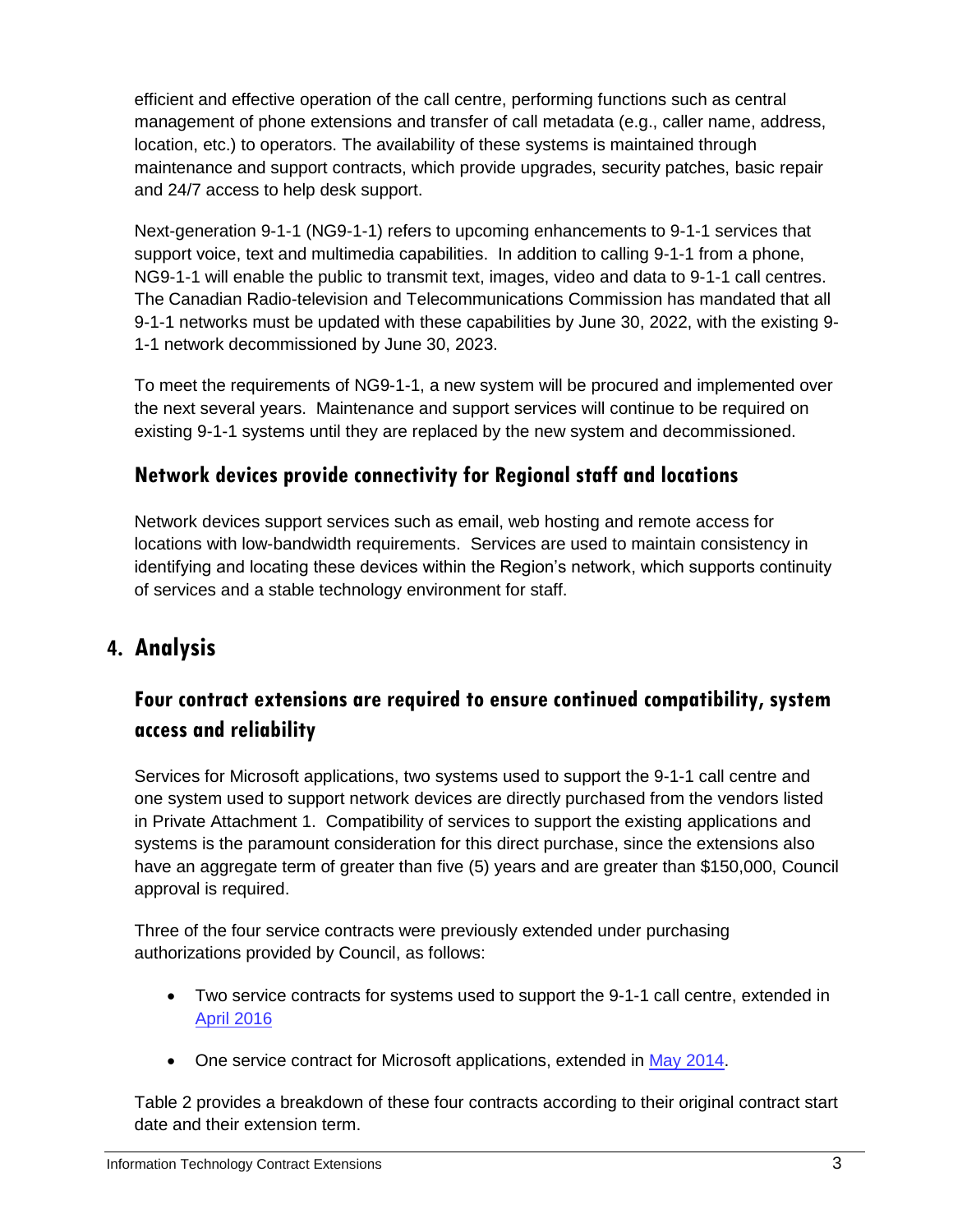efficient and effective operation of the call centre, performing functions such as central management of phone extensions and transfer of call metadata (e.g., caller name, address, location, etc.) to operators. The availability of these systems is maintained through maintenance and support contracts, which provide upgrades, security patches, basic repair and 24/7 access to help desk support.

Next-generation 9-1-1 (NG9-1-1) refers to upcoming enhancements to 9-1-1 services that support voice, text and multimedia capabilities. In addition to calling 9-1-1 from a phone, NG9-1-1 will enable the public to transmit text, images, video and data to 9-1-1 call centres. The Canadian Radio-television and Telecommunications Commission has mandated that all 9-1-1 networks must be updated with these capabilities by June 30, 2022, with the existing 9-1-1 network decommissioned by June 30, 2023.

To meet the requirements of NG9-1-1, a new system will be procured and implemented over the next several years. Maintenance and support services will continue to be required on existing 9-1-1 systems until they are replaced by the new system and decommissioned.

### Network devices provide connectivity for Regional staff and locations

Network devices support services such as email, web hosting and remote access for locations with low-bandwidth requirements. Services are used to maintain consistency in identifying and locating these devices within the Region's network, which supports continuity of services and a stable technology environment for staff.

## 4. Analysis

### Four contract extensions are required to ensure continued compatibility, system access and reliability

Services for Microsoft applications, two systems used to support the 9-1-1 call centre and one system used to support network devices are directly purchased from the vendors listed in Private Attachment 1. Compatibility of services to support the existing applications and systems is the paramount consideration for this direct purchase, since the extensions also have an aggregate term of greater than five (5) years and are greater than $150,000, Council approval is required.

Three of the four service contracts were previously extended under purchasing authorizations provided by Council, as follows:

- Two service contracts for systems used to support the 9-1-1 call centre, extended in April 2016
- One service contract for Microsoft applications, extended in May 2014.

Table 2 provides a breakdown of these four contracts according to their original contract start date and their extension term.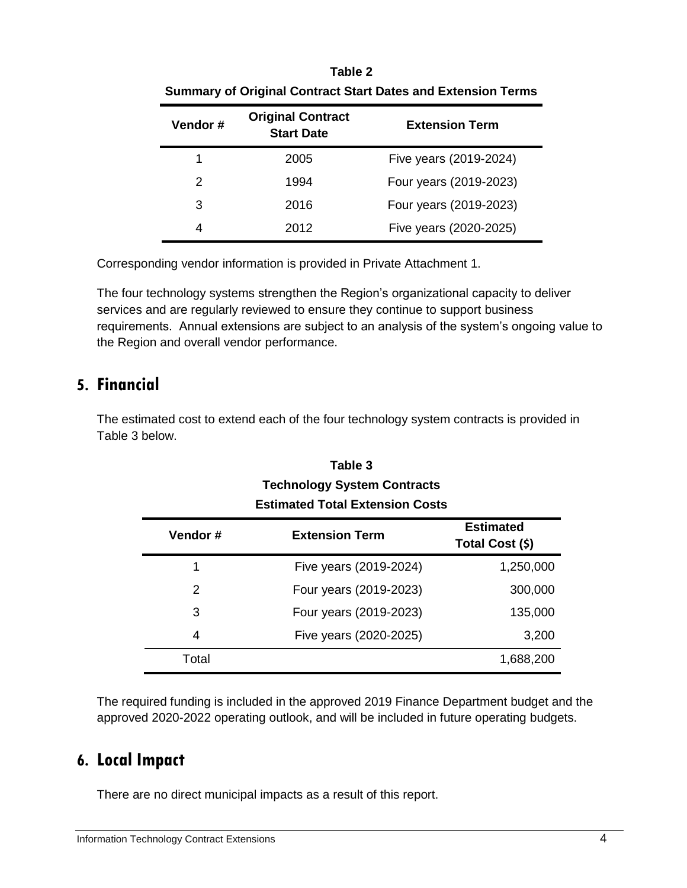**Table 2**
**Summary of Original Contract Start Dates and Extension Terms**

| Vendor # | Original Contract Start Date | Extension Term |
|---|---|---|
| 1 | 2005 | Five years (2019-2024) |
| 2 | 1994 | Four years (2019-2023) |
| 3 | 2016 | Four years (2019-2023) |
| 4 | 2012 | Five years (2020-2025) |

Corresponding vendor information is provided in Private Attachment 1.

The four technology systems strengthen the Region's organizational capacity to deliver services and are regularly reviewed to ensure they continue to support business requirements. Annual extensions are subject to an analysis of the system's ongoing value to the Region and overall vendor performance.

## 5. Financial

The estimated cost to extend each of the four technology system contracts is provided in Table 3 below.

**Table 3**
**Technology System Contracts**
**Estimated Total Extension Costs**

| Vendor # | Extension Term | Estimated Total Cost ($) |
|---|---|---|
| 1 | Five years (2019-2024) | 1,250,000 |
| 2 | Four years (2019-2023) | 300,000 |
| 3 | Four years (2019-2023) | 135,000 |
| 4 | Five years (2020-2025) | 3,200 |
| Total | | 1,688,200 |

The required funding is included in the approved 2019 Finance Department budget and the approved 2020-2022 operating outlook, and will be included in future operating budgets.

## 6. Local Impact

There are no direct municipal impacts as a result of this report.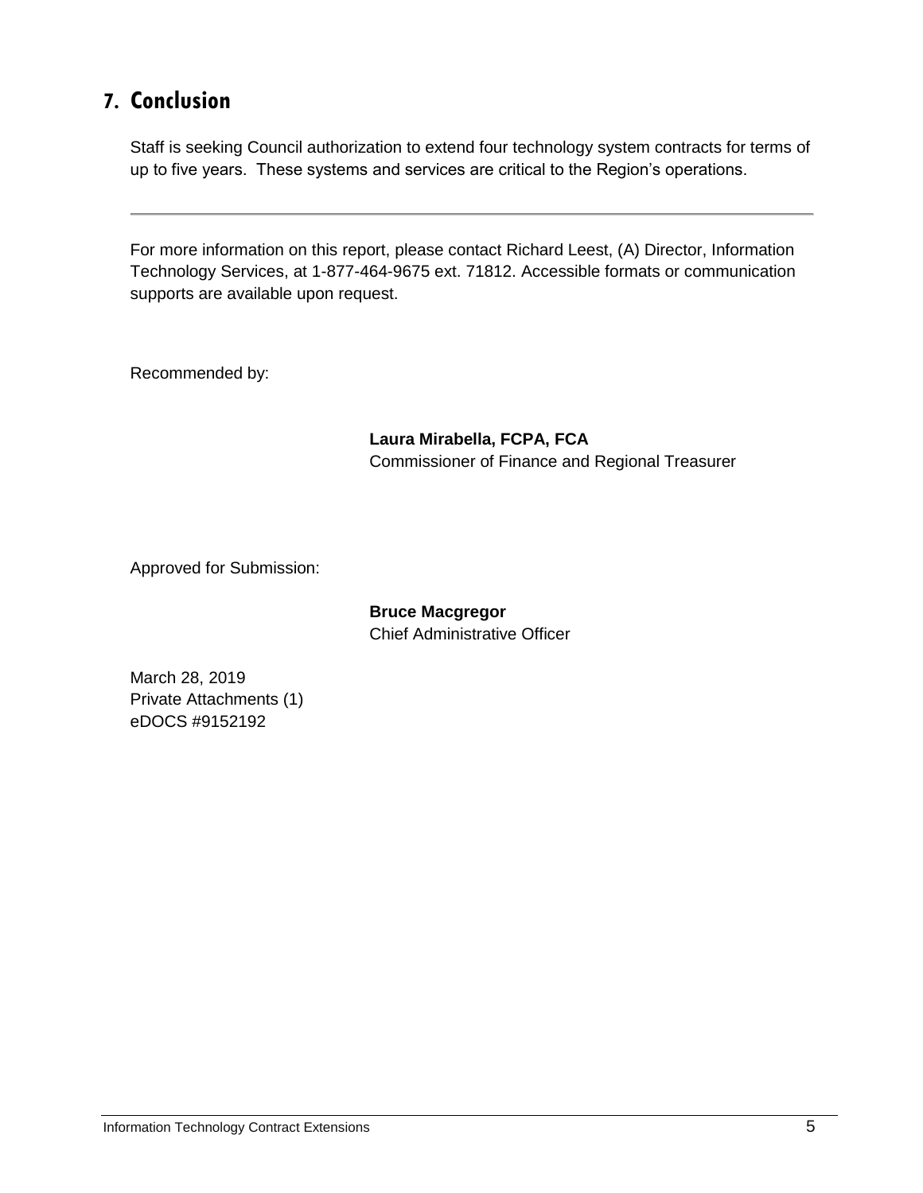## 7. Conclusion

Staff is seeking Council authorization to extend four technology system contracts for terms of up to five years. These systems and services are critical to the Region's operations.

---

For more information on this report, please contact Richard Leest, (A) Director, Information Technology Services, at 1-877-464-9675 ext. 71812. Accessible formats or communication supports are available upon request.

Recommended by:

**Laura Mirabella, FCPA, FCA**
Commissioner of Finance and Regional Treasurer

Approved for Submission:

**Bruce Macgregor**
Chief Administrative Officer

March 28, 2019
Private Attachments (1)
eDOCS #9152192